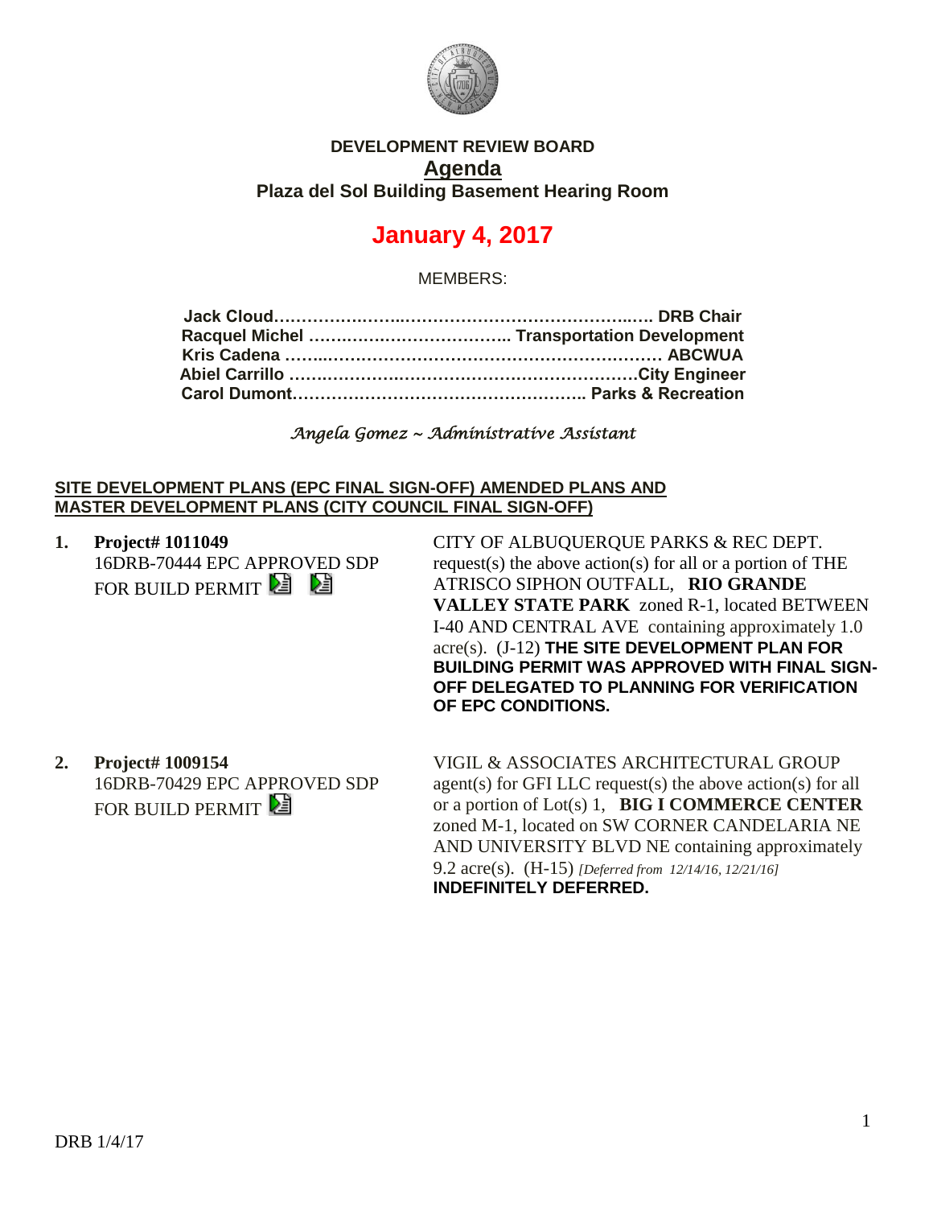# DEVELOPMENT REVIEW BOARD

## Agenda

### Plaza del Sol Building Basement Hearing Room

# January 4, 2017

MEMBERS:

**Jack Cloud……………………………………………………………. DRB Chair**
**Racquel Michel ……………………………….. Transportation Development**
**Kris Cadena …………………………………………………………… ABCWUA**
**Abiel Carrillo ……………………………………………………….City Engineer**
**Carol Dumont……………………………………………….. Parks & Recreation**

*Angela Gomez ~ Administrative Assistant*

**SITE DEVELOPMENT PLANS (EPC FINAL SIGN-OFF) AMENDED PLANS AND MASTER DEVELOPMENT PLANS (CITY COUNCIL FINAL SIGN-OFF)**

1. **Project# 1011049**
   16DRB-70444 EPC APPROVED SDP FOR BUILD PERMIT

   CITY OF ALBUQUERQUE PARKS & REC DEPT. request(s) the above action(s) for all or a portion of THE ATRISCO SIPHON OUTFALL, **RIO GRANDE VALLEY STATE PARK** zoned R-1, located BETWEEN I-40 AND CENTRAL AVE containing approximately 1.0 acre(s). (J-12) **THE SITE DEVELOPMENT PLAN FOR BUILDING PERMIT WAS APPROVED WITH FINAL SIGN-OFF DELEGATED TO PLANNING FOR VERIFICATION OF EPC CONDITIONS.**

2. **Project# 1009154**
   16DRB-70429 EPC APPROVED SDP FOR BUILD PERMIT

   VIGIL & ASSOCIATES ARCHITECTURAL GROUP agent(s) for GFI LLC request(s) the above action(s) for all or a portion of Lot(s) 1, **BIG I COMMERCE CENTER** zoned M-1, located on SW CORNER CANDELARIA NE AND UNIVERSITY BLVD NE containing approximately 9.2 acre(s). (H-15) *[Deferred from 12/14/16, 12/21/16]* **INDEFINITELY DEFERRED.**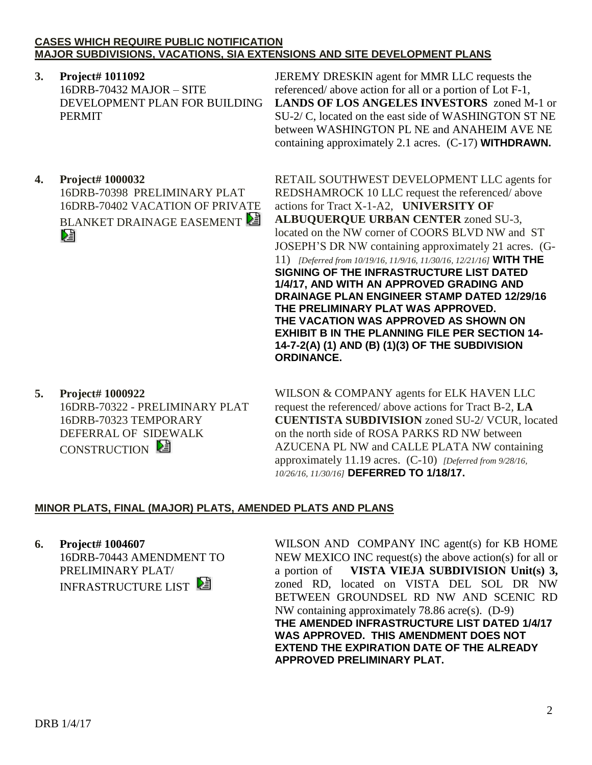**CASES WHICH REQUIRE PUBLIC NOTIFICATION**
**MAJOR SUBDIVISIONS, VACATIONS, SIA EXTENSIONS AND SITE DEVELOPMENT PLANS**

**3. Project# 1011092**
16DRB-70432 MAJOR – SITE DEVELOPMENT PLAN FOR BUILDING PERMIT

JEREMY DRESKIN agent for MMR LLC requests the referenced/ above action for all or a portion of Lot F-1, **LANDS OF LOS ANGELES INVESTORS** zoned M-1 or SU-2/ C, located on the east side of WASHINGTON ST NE between WASHINGTON PL NE and ANAHEIM AVE NE containing approximately 2.1 acres. (C-17) **WITHDRAWN.**

**4. Project# 1000032**
16DRB-70398 PRELIMINARY PLAT
16DRB-70402 VACATION OF PRIVATE BLANKET DRAINAGE EASEMENT

RETAIL SOUTHWEST DEVELOPMENT LLC agents for REDSHAMROCK 10 LLC request the referenced/ above actions for Tract X-1-A2, **UNIVERSITY OF ALBUQUERQUE URBAN CENTER** zoned SU-3, located on the NW corner of COORS BLVD NW and ST JOSEPH'S DR NW containing approximately 21 acres. (G-11) *[Deferred from 10/19/16, 11/9/16, 11/30/16, 12/21/16]* **WITH THE SIGNING OF THE INFRASTRUCTURE LIST DATED 1/4/17, AND WITH AN APPROVED GRADING AND DRAINAGE PLAN ENGINEER STAMP DATED 12/29/16 THE PRELIMINARY PLAT WAS APPROVED. THE VACATION WAS APPROVED AS SHOWN ON EXHIBIT B IN THE PLANNING FILE PER SECTION 14-14-7-2(A) (1) AND (B) (1)(3) OF THE SUBDIVISION ORDINANCE.**

**5. Project# 1000922**
16DRB-70322 - PRELIMINARY PLAT
16DRB-70323 TEMPORARY DEFERRAL OF SIDEWALK CONSTRUCTION

WILSON & COMPANY agents for ELK HAVEN LLC request the referenced/ above actions for Tract B-2, **LA CUENTISTA SUBDIVISION** zoned SU-2/ VCUR, located on the north side of ROSA PARKS RD NW between AZUCENA PL NW and CALLE PLATA NW containing approximately 11.19 acres. (C-10) *[Deferred from 9/28/16, 10/26/16, 11/30/16]* **DEFERRED TO 1/18/17.**

**MINOR PLATS, FINAL (MAJOR) PLATS, AMENDED PLATS AND PLANS**

**6. Project# 1004607**
16DRB-70443 AMENDMENT TO PRELIMINARY PLAT/ INFRASTRUCTURE LIST

WILSON AND COMPANY INC agent(s) for KB HOME NEW MEXICO INC request(s) the above action(s) for all or a portion of **VISTA VIEJA SUBDIVISION Unit(s) 3,** zoned RD, located on VISTA DEL SOL DR NW BETWEEN GROUNDSEL RD NW AND SCENIC RD NW containing approximately 78.86 acre(s). (D-9) **THE AMENDED INFRASTRUCTURE LIST DATED 1/4/17 WAS APPROVED. THIS AMENDMENT DOES NOT EXTEND THE EXPIRATION DATE OF THE ALREADY APPROVED PRELIMINARY PLAT.**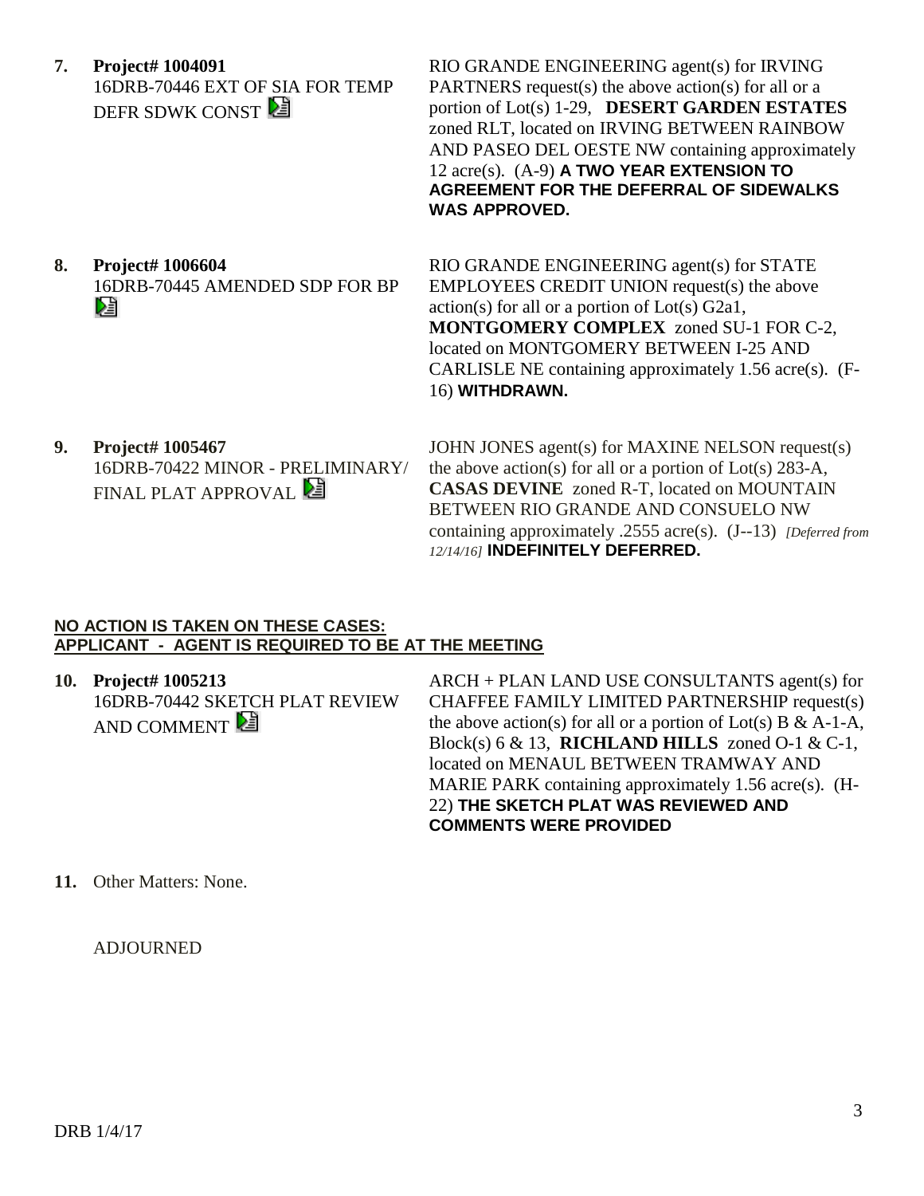**7. Project# 1004091**
16DRB-70446 EXT OF SIA FOR TEMP DEFR SDWK CONST

RIO GRANDE ENGINEERING agent(s) for IRVING PARTNERS request(s) the above action(s) for all or a portion of Lot(s) 1-29, **DESERT GARDEN ESTATES** zoned RLT, located on IRVING BETWEEN RAINBOW AND PASEO DEL OESTE NW containing approximately 12 acre(s). (A-9) **A TWO YEAR EXTENSION TO AGREEMENT FOR THE DEFERRAL OF SIDEWALKS WAS APPROVED.**

**8. Project# 1006604**
16DRB-70445 AMENDED SDP FOR BP

RIO GRANDE ENGINEERING agent(s) for STATE EMPLOYEES CREDIT UNION request(s) the above action(s) for all or a portion of Lot(s) G2a1, **MONTGOMERY COMPLEX** zoned SU-1 FOR C-2, located on MONTGOMERY BETWEEN I-25 AND CARLISLE NE containing approximately 1.56 acre(s). (F-16) **WITHDRAWN.**

**9. Project# 1005467**
16DRB-70422 MINOR - PRELIMINARY/ FINAL PLAT APPROVAL

JOHN JONES agent(s) for MAXINE NELSON request(s) the above action(s) for all or a portion of Lot(s) 283-A, **CASAS DEVINE** zoned R-T, located on MOUNTAIN BETWEEN RIO GRANDE AND CONSUELO NW containing approximately .2555 acre(s). (J--13) *[Deferred from 12/14/16]* **INDEFINITELY DEFERRED.**

**NO ACTION IS TAKEN ON THESE CASES:**
**APPLICANT - AGENT IS REQUIRED TO BE AT THE MEETING**

**10. Project# 1005213**
16DRB-70442 SKETCH PLAT REVIEW AND COMMENT

ARCH + PLAN LAND USE CONSULTANTS agent(s) for CHAFFEE FAMILY LIMITED PARTNERSHIP request(s) the above action(s) for all or a portion of Lot(s) B & A-1-A, Block(s) 6 & 13, **RICHLAND HILLS** zoned O-1 & C-1, located on MENAUL BETWEEN TRAMWAY AND MARIE PARK containing approximately 1.56 acre(s). (H-22) **THE SKETCH PLAT WAS REVIEWED AND COMMENTS WERE PROVIDED**

**11.** Other Matters: None.

ADJOURNED

DRB 1/4/17